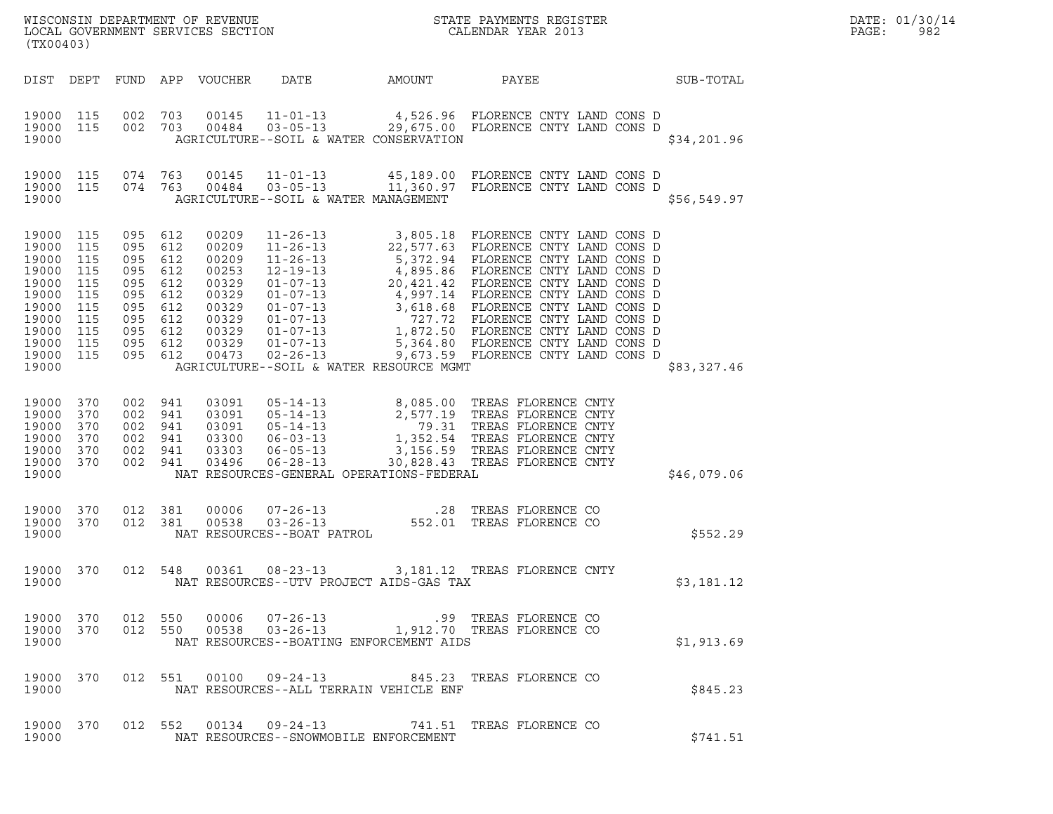WISCONSIN DEPARTMENT OF REVENUE
LOCAL GOVERNMENT SERVICES SECTION
(TX00403)

STATE PAYMENTS REGISTER
CALENDAR YEAR 2013

DATE: 01/30/14
PAGE: 982

| DIST | DEPT | FUND | APP | VOUCHER | DATE | AMOUNT | PAYEE | SUB-TOTAL |
|---|---|---|---|---|---|---|---|---|
| 19000 | 115 | 002 | 703 | 00145 | 11-01-13 | 4,526.96 | FLORENCE CNTY LAND CONS D | |
| 19000 | 115 | 002 | 703 | 00484 | 03-05-13 | 29,675.00 | FLORENCE CNTY LAND CONS D | |
| 19000 | | | | | AGRICULTURE--SOIL & WATER CONSERVATION | | | $34,201.96 |
| 19000 | 115 | 074 | 763 | 00145 | 11-01-13 | 45,189.00 | FLORENCE CNTY LAND CONS D | |
| 19000 | 115 | 074 | 763 | 00484 | 03-05-13 | 11,360.97 | FLORENCE CNTY LAND CONS D | |
| 19000 | | | | | AGRICULTURE--SOIL & WATER MANAGEMENT | | | $56,549.97 |
| 19000 | 115 | 095 | 612 | 00209 | 11-26-13 | 3,805.18 | FLORENCE CNTY LAND CONS D | |
| 19000 | 115 | 095 | 612 | 00209 | 11-26-13 | 22,577.63 | FLORENCE CNTY LAND CONS D | |
| 19000 | 115 | 095 | 612 | 00209 | 11-26-13 | 5,372.94 | FLORENCE CNTY LAND CONS D | |
| 19000 | 115 | 095 | 612 | 00253 | 12-19-13 | 4,895.86 | FLORENCE CNTY LAND CONS D | |
| 19000 | 115 | 095 | 612 | 00329 | 01-07-13 | 20,421.42 | FLORENCE CNTY LAND CONS D | |
| 19000 | 115 | 095 | 612 | 00329 | 01-07-13 | 4,997.14 | FLORENCE CNTY LAND CONS D | |
| 19000 | 115 | 095 | 612 | 00329 | 01-07-13 | 3,618.68 | FLORENCE CNTY LAND CONS D | |
| 19000 | 115 | 095 | 612 | 00329 | 01-07-13 | 727.72 | FLORENCE CNTY LAND CONS D | |
| 19000 | 115 | 095 | 612 | 00329 | 01-07-13 | 1,872.50 | FLORENCE CNTY LAND CONS D | |
| 19000 | 115 | 095 | 612 | 00329 | 01-07-13 | 5,364.80 | FLORENCE CNTY LAND CONS D | |
| 19000 | 115 | 095 | 612 | 00473 | 02-26-13 | 9,673.59 | FLORENCE CNTY LAND CONS D | |
| 19000 | | | | | AGRICULTURE--SOIL & WATER RESOURCE MGMT | | | $83,327.46 |
| 19000 | 370 | 002 | 941 | 03091 | 05-14-13 | 8,085.00 | TREAS FLORENCE CNTY | |
| 19000 | 370 | 002 | 941 | 03091 | 05-14-13 | 2,577.19 | TREAS FLORENCE CNTY | |
| 19000 | 370 | 002 | 941 | 03091 | 05-14-13 | 79.31 | TREAS FLORENCE CNTY | |
| 19000 | 370 | 002 | 941 | 03300 | 06-03-13 | 1,352.54 | TREAS FLORENCE CNTY | |
| 19000 | 370 | 002 | 941 | 03303 | 06-05-13 | 3,156.59 | TREAS FLORENCE CNTY | |
| 19000 | 370 | 002 | 941 | 03496 | 06-28-13 | 30,828.43 | TREAS FLORENCE CNTY | |
| 19000 | | | | | NAT RESOURCES-GENERAL OPERATIONS-FEDERAL | | | $46,079.06 |
| 19000 | 370 | 012 | 381 | 00006 | 07-26-13 | .28 | TREAS FLORENCE CO | |
| 19000 | 370 | 012 | 381 | 00538 | 03-26-13 | 552.01 | TREAS FLORENCE CO | |
| 19000 | | | | | NAT RESOURCES--BOAT PATROL | | | $552.29 |
| 19000 | 370 | 012 | 548 | 00361 | 08-23-13 | 3,181.12 | TREAS FLORENCE CNTY | |
| 19000 | | | | | NAT RESOURCES--UTV PROJECT AIDS-GAS TAX | | | $3,181.12 |
| 19000 | 370 | 012 | 550 | 00006 | 07-26-13 | .99 | TREAS FLORENCE CO | |
| 19000 | 370 | 012 | 550 | 00538 | 03-26-13 | 1,912.70 | TREAS FLORENCE CO | |
| 19000 | | | | | NAT RESOURCES--BOATING ENFORCEMENT AIDS | | | $1,913.69 |
| 19000 | 370 | 012 | 551 | 00100 | 09-24-13 | 845.23 | TREAS FLORENCE CO | |
| 19000 | | | | | NAT RESOURCES--ALL TERRAIN VEHICLE ENF | | | $845.23 |
| 19000 | 370 | 012 | 552 | 00134 | 09-24-13 | 741.51 | TREAS FLORENCE CO | |
| 19000 | | | | | NAT RESOURCES--SNOWMOBILE ENFORCEMENT | | | $741.51 |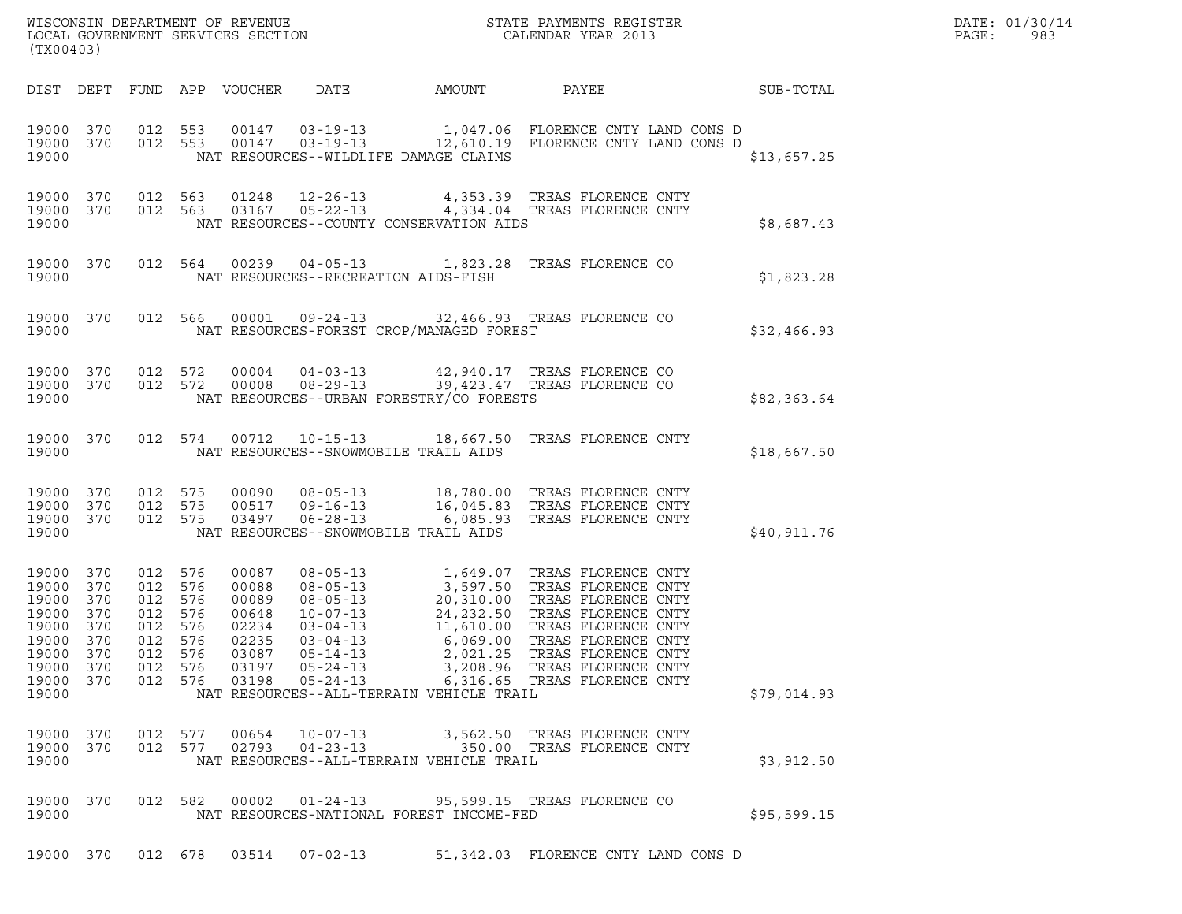WISCONSIN DEPARTMENT OF REVENUE
LOCAL GOVERNMENT SERVICES SECTION
(TX00403)

STATE PAYMENTS REGISTER
CALENDAR YEAR 2013

DATE: 01/30/14
PAGE: 983

| DIST | DEPT | FUND | APP | VOUCHER | DATE | AMOUNT | PAYEE | SUB-TOTAL |
|---|---|---|---|---|---|---|---|---|
| 19000 | 370 | 012 | 553 | 00147 | 03-19-13 | 1,047.06 | FLORENCE CNTY LAND CONS D | |
| 19000 | 370 | 012 | 553 | 00147 | 03-19-13 | 12,610.19 | FLORENCE CNTY LAND CONS D | |
| 19000 | | | | | NAT RESOURCES--WILDLIFE DAMAGE CLAIMS | | | $13,657.25 |
| 19000 | 370 | 012 | 563 | 01248 | 12-26-13 | 4,353.39 | TREAS FLORENCE CNTY | |
| 19000 | 370 | 012 | 563 | 03167 | 05-22-13 | 4,334.04 | TREAS FLORENCE CNTY | |
| 19000 | | | | | NAT RESOURCES--COUNTY CONSERVATION AIDS | | | $8,687.43 |
| 19000 | 370 | 012 | 564 | 00239 | 04-05-13 | 1,823.28 | TREAS FLORENCE CO | |
| 19000 | | | | | NAT RESOURCES--RECREATION AIDS-FISH | | | $1,823.28 |
| 19000 | 370 | 012 | 566 | 00001 | 09-24-13 | 32,466.93 | TREAS FLORENCE CO | |
| 19000 | | | | | NAT RESOURCES-FOREST CROP/MANAGED FOREST | | | $32,466.93 |
| 19000 | 370 | 012 | 572 | 00004 | 04-03-13 | 42,940.17 | TREAS FLORENCE CO | |
| 19000 | 370 | 012 | 572 | 00008 | 08-29-13 | 39,423.47 | TREAS FLORENCE CO | |
| 19000 | | | | | NAT RESOURCES--URBAN FORESTRY/CO FORESTS | | | $82,363.64 |
| 19000 | 370 | 012 | 574 | 00712 | 10-15-13 | 18,667.50 | TREAS FLORENCE CNTY | |
| 19000 | | | | | NAT RESOURCES--SNOWMOBILE TRAIL AIDS | | | $18,667.50 |
| 19000 | 370 | 012 | 575 | 00090 | 08-05-13 | 18,780.00 | TREAS FLORENCE CNTY | |
| 19000 | 370 | 012 | 575 | 00517 | 09-16-13 | 16,045.83 | TREAS FLORENCE CNTY | |
| 19000 | 370 | 012 | 575 | 03497 | 06-28-13 | 6,085.93 | TREAS FLORENCE CNTY | |
| 19000 | | | | | NAT RESOURCES--SNOWMOBILE TRAIL AIDS | | | $40,911.76 |
| 19000 | 370 | 012 | 576 | 00087 | 08-05-13 | 1,649.07 | TREAS FLORENCE CNTY | |
| 19000 | 370 | 012 | 576 | 00088 | 08-05-13 | 3,597.50 | TREAS FLORENCE CNTY | |
| 19000 | 370 | 012 | 576 | 00089 | 08-05-13 | 20,310.00 | TREAS FLORENCE CNTY | |
| 19000 | 370 | 012 | 576 | 00648 | 10-07-13 | 24,232.50 | TREAS FLORENCE CNTY | |
| 19000 | 370 | 012 | 576 | 02234 | 03-04-13 | 11,610.00 | TREAS FLORENCE CNTY | |
| 19000 | 370 | 012 | 576 | 02235 | 03-04-13 | 6,069.00 | TREAS FLORENCE CNTY | |
| 19000 | 370 | 012 | 576 | 03087 | 05-14-13 | 2,021.25 | TREAS FLORENCE CNTY | |
| 19000 | 370 | 012 | 576 | 03197 | 05-24-13 | 3,208.96 | TREAS FLORENCE CNTY | |
| 19000 | 370 | 012 | 576 | 03198 | 05-24-13 | 6,316.65 | TREAS FLORENCE CNTY | |
| 19000 | | | | | NAT RESOURCES--ALL-TERRAIN VEHICLE TRAIL | | | $79,014.93 |
| 19000 | 370 | 012 | 577 | 00654 | 10-07-13 | 3,562.50 | TREAS FLORENCE CNTY | |
| 19000 | 370 | 012 | 577 | 02793 | 04-23-13 | 350.00 | TREAS FLORENCE CNTY | |
| 19000 | | | | | NAT RESOURCES--ALL-TERRAIN VEHICLE TRAIL | | | $3,912.50 |
| 19000 | 370 | 012 | 582 | 00002 | 01-24-13 | 95,599.15 | TREAS FLORENCE CO | |
| 19000 | | | | | NAT RESOURCES-NATIONAL FOREST INCOME-FED | | | $95,599.15 |
| 19000 | 370 | 012 | 678 | 03514 | 07-02-13 | 51,342.03 | FLORENCE CNTY LAND CONS D | |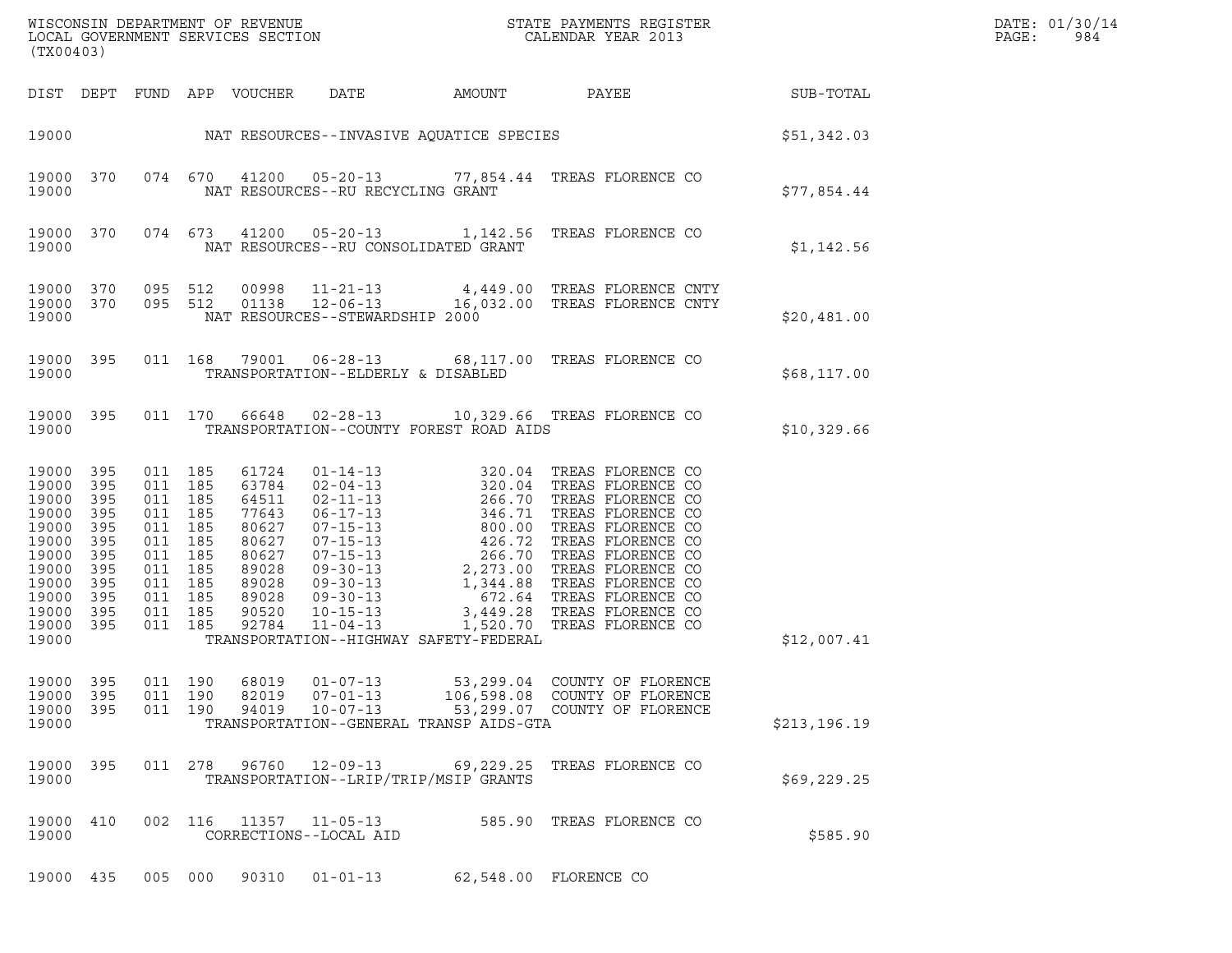WISCONSIN DEPARTMENT OF REVENUE
LOCAL GOVERNMENT SERVICES SECTION
(TX00403)

STATE PAYMENTS REGISTER
CALENDAR YEAR 2013

DATE: 01/30/14
PAGE: 984

| DIST | DEPT | FUND | APP | VOUCHER | DATE | AMOUNT | PAYEE | SUB-TOTAL |
|---|---|---|---|---|---|---|---|---|
| 19000 | | | | | NAT RESOURCES--INVASIVE AQUATICE SPECIES | | | $51,342.03 |
| 19000 | 370 | 074 | 670 | 41200 | 05-20-13 | 77,854.44 | TREAS FLORENCE CO | |
| 19000 | | | | | NAT RESOURCES--RU RECYCLING GRANT | | | $77,854.44 |
| 19000 | 370 | 074 | 673 | 41200 | 05-20-13 | 1,142.56 | TREAS FLORENCE CO | |
| 19000 | | | | | NAT RESOURCES--RU CONSOLIDATED GRANT | | | $1,142.56 |
| 19000 | 370 | 095 | 512 | 00998 | 11-21-13 | 4,449.00 | TREAS FLORENCE CNTY | |
| 19000 | 370 | 095 | 512 | 01138 | 12-06-13 | 16,032.00 | TREAS FLORENCE CNTY | |
| 19000 | | | | | NAT RESOURCES--STEWARDSHIP 2000 | | | $20,481.00 |
| 19000 | 395 | 011 | 168 | 79001 | 06-28-13 | 68,117.00 | TREAS FLORENCE CO | |
| 19000 | | | | | TRANSPORTATION--ELDERLY & DISABLED | | | $68,117.00 |
| 19000 | 395 | 011 | 170 | 66648 | 02-28-13 | 10,329.66 | TREAS FLORENCE CO | |
| 19000 | | | | | TRANSPORTATION--COUNTY FOREST ROAD AIDS | | | $10,329.66 |
| 19000 | 395 | 011 | 185 | 61724 | 01-14-13 | 320.04 | TREAS FLORENCE CO | |
| 19000 | 395 | 011 | 185 | 63784 | 02-04-13 | 320.04 | TREAS FLORENCE CO | |
| 19000 | 395 | 011 | 185 | 64511 | 02-11-13 | 266.70 | TREAS FLORENCE CO | |
| 19000 | 395 | 011 | 185 | 77643 | 06-17-13 | 346.71 | TREAS FLORENCE CO | |
| 19000 | 395 | 011 | 185 | 80627 | 07-15-13 | 800.00 | TREAS FLORENCE CO | |
| 19000 | 395 | 011 | 185 | 80627 | 07-15-13 | 426.72 | TREAS FLORENCE CO | |
| 19000 | 395 | 011 | 185 | 80627 | 07-15-13 | 266.70 | TREAS FLORENCE CO | |
| 19000 | 395 | 011 | 185 | 89028 | 09-30-13 | 2,273.00 | TREAS FLORENCE CO | |
| 19000 | 395 | 011 | 185 | 89028 | 09-30-13 | 1,344.88 | TREAS FLORENCE CO | |
| 19000 | 395 | 011 | 185 | 89028 | 09-30-13 | 672.64 | TREAS FLORENCE CO | |
| 19000 | 395 | 011 | 185 | 90520 | 10-15-13 | 3,449.28 | TREAS FLORENCE CO | |
| 19000 | 395 | 011 | 185 | 92784 | 11-04-13 | 1,520.70 | TREAS FLORENCE CO | |
| 19000 | | | | | TRANSPORTATION--HIGHWAY SAFETY-FEDERAL | | | $12,007.41 |
| 19000 | 395 | 011 | 190 | 68019 | 01-07-13 | 53,299.04 | COUNTY OF FLORENCE | |
| 19000 | 395 | 011 | 190 | 82019 | 07-01-13 | 106,598.08 | COUNTY OF FLORENCE | |
| 19000 | 395 | 011 | 190 | 94019 | 10-07-13 | 53,299.07 | COUNTY OF FLORENCE | |
| 19000 | | | | | TRANSPORTATION--GENERAL TRANSP AIDS-GTA | | | $213,196.19 |
| 19000 | 395 | 011 | 278 | 96760 | 12-09-13 | 69,229.25 | TREAS FLORENCE CO | |
| 19000 | | | | | TRANSPORTATION--LRIP/TRIP/MSIP GRANTS | | | $69,229.25 |
| 19000 | 410 | 002 | 116 | 11357 | 11-05-13 | 585.90 | TREAS FLORENCE CO | |
| 19000 | | | | | CORRECTIONS--LOCAL AID | | | $585.90 |
| 19000 | 435 | 005 | 000 | 90310 | 01-01-13 | 62,548.00 | FLORENCE CO | |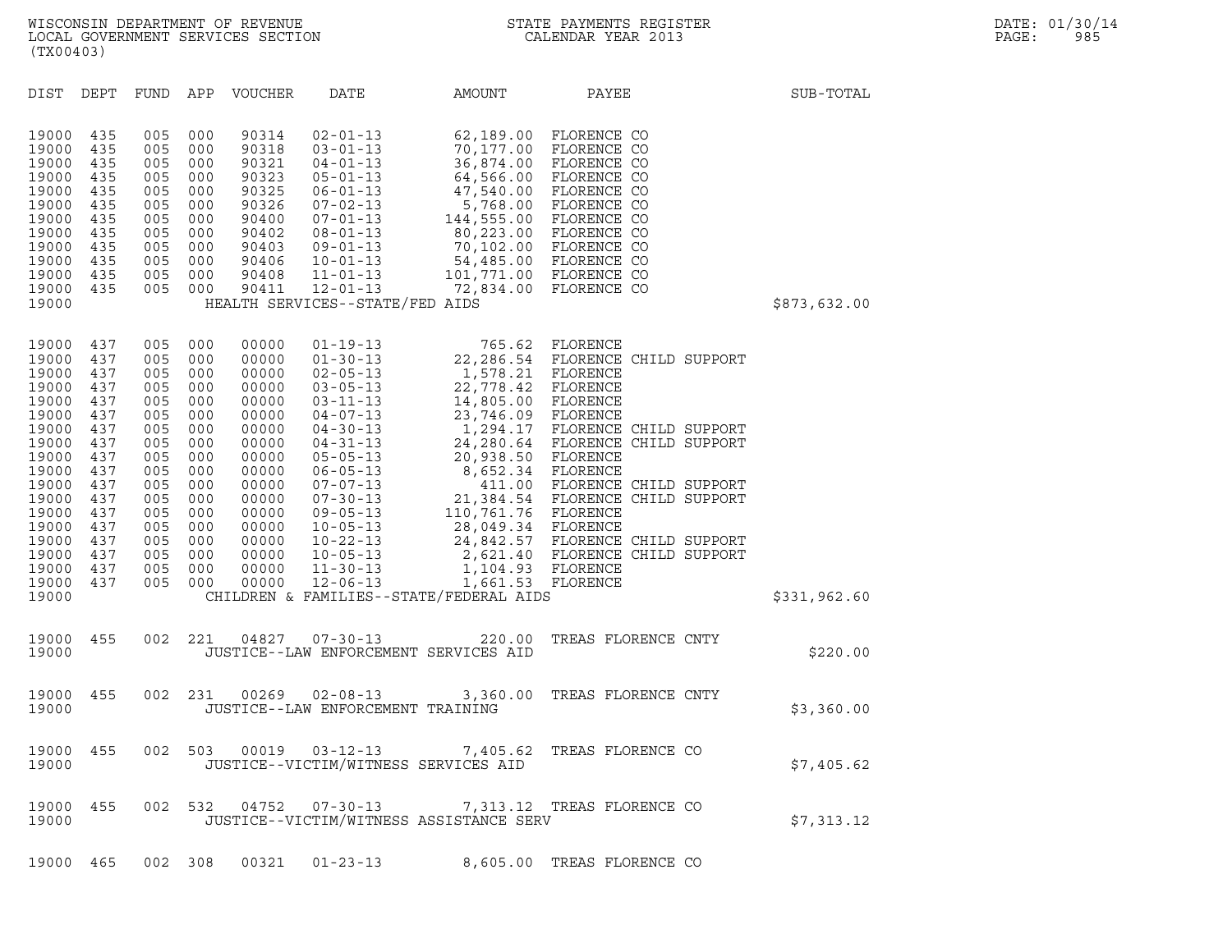WISCONSIN DEPARTMENT OF REVENUE
LOCAL GOVERNMENT SERVICES SECTION
(TX00403)

STATE PAYMENTS REGISTER
CALENDAR YEAR 2013

DATE: 01/30/14
PAGE: 985

| DIST | DEPT | FUND | APP | VOUCHER | DATE | AMOUNT | PAYEE | SUB-TOTAL |
|---|---|---|---|---|---|---|---|---|
| 19000 | 435 | 005 | 000 | 90314 | 02-01-13 | 62,189.00 | FLORENCE CO | |
| 19000 | 435 | 005 | 000 | 90318 | 03-01-13 | 70,177.00 | FLORENCE CO | |
| 19000 | 435 | 005 | 000 | 90321 | 04-01-13 | 36,874.00 | FLORENCE CO | |
| 19000 | 435 | 005 | 000 | 90323 | 05-01-13 | 64,566.00 | FLORENCE CO | |
| 19000 | 435 | 005 | 000 | 90325 | 06-01-13 | 47,540.00 | FLORENCE CO | |
| 19000 | 435 | 005 | 000 | 90326 | 07-02-13 | 5,768.00 | FLORENCE CO | |
| 19000 | 435 | 005 | 000 | 90400 | 07-01-13 | 144,555.00 | FLORENCE CO | |
| 19000 | 435 | 005 | 000 | 90402 | 08-01-13 | 80,223.00 | FLORENCE CO | |
| 19000 | 435 | 005 | 000 | 90403 | 09-01-13 | 70,102.00 | FLORENCE CO | |
| 19000 | 435 | 005 | 000 | 90406 | 10-01-13 | 54,485.00 | FLORENCE CO | |
| 19000 | 435 | 005 | 000 | 90408 | 11-01-13 | 101,771.00 | FLORENCE CO | |
| 19000 | 435 | 005 | 000 | 90411 | 12-01-13 | 72,834.00 | FLORENCE CO | |
| 19000 | | | | | HEALTH SERVICES--STATE/FED AIDS | | | $873,632.00 |
| 19000 | 437 | 005 | 000 | 00000 | 01-19-13 | 765.62 | FLORENCE | |
| 19000 | 437 | 005 | 000 | 00000 | 01-30-13 | 22,286.54 | FLORENCE CHILD SUPPORT | |
| 19000 | 437 | 005 | 000 | 00000 | 02-05-13 | 1,578.21 | FLORENCE | |
| 19000 | 437 | 005 | 000 | 00000 | 03-05-13 | 22,778.42 | FLORENCE | |
| 19000 | 437 | 005 | 000 | 00000 | 03-11-13 | 14,805.00 | FLORENCE | |
| 19000 | 437 | 005 | 000 | 00000 | 04-07-13 | 23,746.09 | FLORENCE | |
| 19000 | 437 | 005 | 000 | 00000 | 04-30-13 | 1,294.17 | FLORENCE CHILD SUPPORT | |
| 19000 | 437 | 005 | 000 | 00000 | 04-31-13 | 24,280.64 | FLORENCE CHILD SUPPORT | |
| 19000 | 437 | 005 | 000 | 00000 | 05-05-13 | 20,938.50 | FLORENCE | |
| 19000 | 437 | 005 | 000 | 00000 | 06-05-13 | 8,652.34 | FLORENCE | |
| 19000 | 437 | 005 | 000 | 00000 | 07-07-13 | 411.00 | FLORENCE CHILD SUPPORT | |
| 19000 | 437 | 005 | 000 | 00000 | 07-30-13 | 21,384.54 | FLORENCE CHILD SUPPORT | |
| 19000 | 437 | 005 | 000 | 00000 | 09-05-13 | 110,761.76 | FLORENCE | |
| 19000 | 437 | 005 | 000 | 00000 | 10-05-13 | 28,049.34 | FLORENCE | |
| 19000 | 437 | 005 | 000 | 00000 | 10-22-13 | 24,842.57 | FLORENCE CHILD SUPPORT | |
| 19000 | 437 | 005 | 000 | 00000 | 10-05-13 | 2,621.40 | FLORENCE CHILD SUPPORT | |
| 19000 | 437 | 005 | 000 | 00000 | 11-30-13 | 1,104.93 | FLORENCE | |
| 19000 | 437 | 005 | 000 | 00000 | 12-06-13 | 1,661.53 | FLORENCE | |
| 19000 | | | | | CHILDREN & FAMILIES--STATE/FEDERAL AIDS | | | $331,962.60 |
| 19000 | 455 | 002 | 221 | 04827 | 07-30-13 | 220.00 | TREAS FLORENCE CNTY | |
| 19000 | | | | | JUSTICE--LAW ENFORCEMENT SERVICES AID | | | $220.00 |
| 19000 | 455 | 002 | 231 | 00269 | 02-08-13 | 3,360.00 | TREAS FLORENCE CNTY | |
| 19000 | | | | | JUSTICE--LAW ENFORCEMENT TRAINING | | | $3,360.00 |
| 19000 | 455 | 002 | 503 | 00019 | 03-12-13 | 7,405.62 | TREAS FLORENCE CO | |
| 19000 | | | | | JUSTICE--VICTIM/WITNESS SERVICES AID | | | $7,405.62 |
| 19000 | 455 | 002 | 532 | 04752 | 07-30-13 | 7,313.12 | TREAS FLORENCE CO | |
| 19000 | | | | | JUSTICE--VICTIM/WITNESS ASSISTANCE SERV | | | $7,313.12 |
| 19000 | 465 | 002 | 308 | 00321 | 01-23-13 | 8,605.00 | TREAS FLORENCE CO | |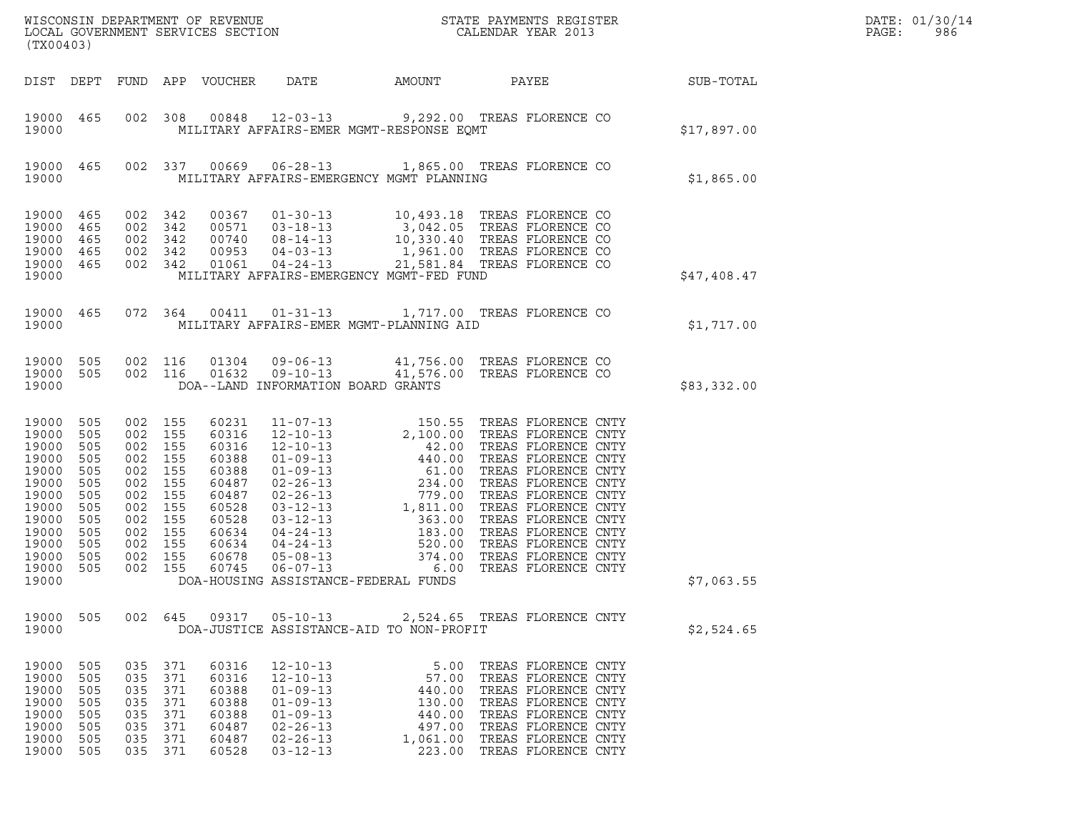WISCONSIN DEPARTMENT OF REVENUE
LOCAL GOVERNMENT SERVICES SECTION
(TX00403)

STATE PAYMENTS REGISTER
CALENDAR YEAR 2013

DATE: 01/30/14
PAGE: 986

| DIST | DEPT | FUND | APP | VOUCHER | DATE | AMOUNT | PAYEE | SUB-TOTAL |
|---|---|---|---|---|---|---|---|---|
| 19000 | 465 | 002 | 308 | 00848 | 12-03-13 | 9,292.00 | TREAS FLORENCE CO | |
| 19000 | | | | | MILITARY AFFAIRS-EMER MGMT-RESPONSE EQMT | | | $17,897.00 |
| 19000 | 465 | 002 | 337 | 00669 | 06-28-13 | 1,865.00 | TREAS FLORENCE CO | |
| 19000 | | | | | MILITARY AFFAIRS-EMERGENCY MGMT PLANNING | | | $1,865.00 |
| 19000 | 465 | 002 | 342 | 00367 | 01-30-13 | 10,493.18 | TREAS FLORENCE CO | |
| 19000 | 465 | 002 | 342 | 00571 | 03-18-13 | 3,042.05 | TREAS FLORENCE CO | |
| 19000 | 465 | 002 | 342 | 00740 | 08-14-13 | 10,330.40 | TREAS FLORENCE CO | |
| 19000 | 465 | 002 | 342 | 00953 | 04-03-13 | 1,961.00 | TREAS FLORENCE CO | |
| 19000 | 465 | 002 | 342 | 01061 | 04-24-13 | 21,581.84 | TREAS FLORENCE CO | |
| 19000 | | | | | MILITARY AFFAIRS-EMERGENCY MGMT-FED FUND | | | $47,408.47 |
| 19000 | 465 | 072 | 364 | 00411 | 01-31-13 | 1,717.00 | TREAS FLORENCE CO | |
| 19000 | | | | | MILITARY AFFAIRS-EMER MGMT-PLANNING AID | | | $1,717.00 |
| 19000 | 505 | 002 | 116 | 01304 | 09-06-13 | 41,756.00 | TREAS FLORENCE CO | |
| 19000 | 505 | 002 | 116 | 01632 | 09-10-13 | 41,576.00 | TREAS FLORENCE CO | |
| 19000 | | | | | DOA--LAND INFORMATION BOARD GRANTS | | | $83,332.00 |
| 19000 | 505 | 002 | 155 | 60231 | 11-07-13 | 150.55 | TREAS FLORENCE CNTY | |
| 19000 | 505 | 002 | 155 | 60316 | 12-10-13 | 2,100.00 | TREAS FLORENCE CNTY | |
| 19000 | 505 | 002 | 155 | 60316 | 12-10-13 | 42.00 | TREAS FLORENCE CNTY | |
| 19000 | 505 | 002 | 155 | 60388 | 01-09-13 | 440.00 | TREAS FLORENCE CNTY | |
| 19000 | 505 | 002 | 155 | 60388 | 01-09-13 | 61.00 | TREAS FLORENCE CNTY | |
| 19000 | 505 | 002 | 155 | 60487 | 02-26-13 | 234.00 | TREAS FLORENCE CNTY | |
| 19000 | 505 | 002 | 155 | 60487 | 02-26-13 | 779.00 | TREAS FLORENCE CNTY | |
| 19000 | 505 | 002 | 155 | 60528 | 03-12-13 | 1,811.00 | TREAS FLORENCE CNTY | |
| 19000 | 505 | 002 | 155 | 60528 | 03-12-13 | 363.00 | TREAS FLORENCE CNTY | |
| 19000 | 505 | 002 | 155 | 60634 | 04-24-13 | 183.00 | TREAS FLORENCE CNTY | |
| 19000 | 505 | 002 | 155 | 60634 | 04-24-13 | 520.00 | TREAS FLORENCE CNTY | |
| 19000 | 505 | 002 | 155 | 60678 | 05-08-13 | 374.00 | TREAS FLORENCE CNTY | |
| 19000 | 505 | 002 | 155 | 60745 | 06-07-13 | 6.00 | TREAS FLORENCE CNTY | |
| 19000 | | | | | DOA-HOUSING ASSISTANCE-FEDERAL FUNDS | | | $7,063.55 |
| 19000 | 505 | 002 | 645 | 09317 | 05-10-13 | 2,524.65 | TREAS FLORENCE CNTY | |
| 19000 | | | | | DOA-JUSTICE ASSISTANCE-AID TO NON-PROFIT | | | $2,524.65 |
| 19000 | 505 | 035 | 371 | 60316 | 12-10-13 | 5.00 | TREAS FLORENCE CNTY | |
| 19000 | 505 | 035 | 371 | 60316 | 12-10-13 | 57.00 | TREAS FLORENCE CNTY | |
| 19000 | 505 | 035 | 371 | 60388 | 01-09-13 | 440.00 | TREAS FLORENCE CNTY | |
| 19000 | 505 | 035 | 371 | 60388 | 01-09-13 | 130.00 | TREAS FLORENCE CNTY | |
| 19000 | 505 | 035 | 371 | 60388 | 01-09-13 | 440.00 | TREAS FLORENCE CNTY | |
| 19000 | 505 | 035 | 371 | 60487 | 02-26-13 | 497.00 | TREAS FLORENCE CNTY | |
| 19000 | 505 | 035 | 371 | 60487 | 02-26-13 | 1,061.00 | TREAS FLORENCE CNTY | |
| 19000 | 505 | 035 | 371 | 60528 | 03-12-13 | 223.00 | TREAS FLORENCE CNTY | |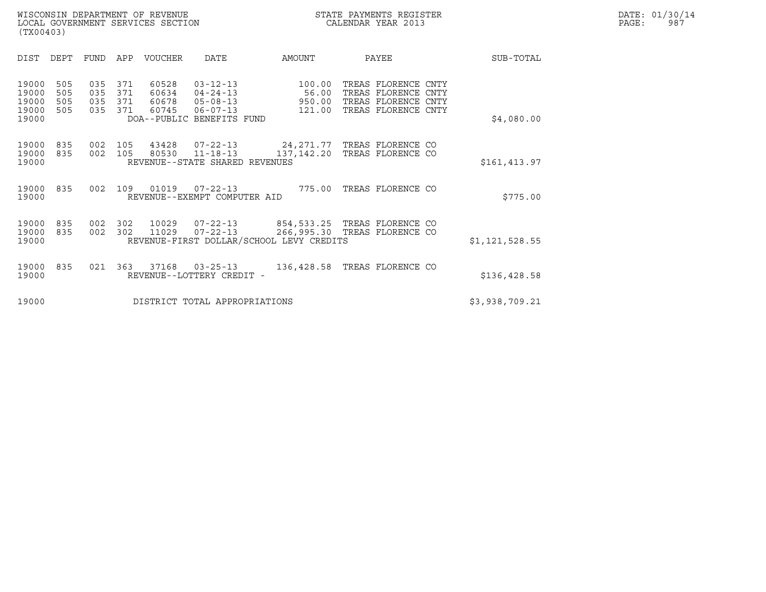WISCONSIN DEPARTMENT OF REVENUE
LOCAL GOVERNMENT SERVICES SECTION
(TX00403)

STATE PAYMENTS REGISTER
CALENDAR YEAR 2013

DATE: 01/30/14
PAGE: 987

| DIST | DEPT | FUND | APP | VOUCHER | DATE | AMOUNT | PAYEE | SUB-TOTAL |
|---|---|---|---|---|---|---|---|---|
| 19000 | 505 | 035 | 371 | 60528 | 03-12-13 | 100.00 | TREAS FLORENCE CNTY | |
| 19000 | 505 | 035 | 371 | 60634 | 04-24-13 | 56.00 | TREAS FLORENCE CNTY | |
| 19000 | 505 | 035 | 371 | 60678 | 05-08-13 | 950.00 | TREAS FLORENCE CNTY | |
| 19000 | 505 | 035 | 371 | 60745 | 06-07-13 | 121.00 | TREAS FLORENCE CNTY | |
| 19000 | | | | DOA--PUBLIC BENEFITS FUND | | | | $4,080.00 |
| 19000 | 835 | 002 | 105 | 43428 | 07-22-13 | 24,271.77 | TREAS FLORENCE CO | |
| 19000 | 835 | 002 | 105 | 80530 | 11-18-13 | 137,142.20 | TREAS FLORENCE CO | |
| 19000 | | | | REVENUE--STATE SHARED REVENUES | | | | $161,413.97 |
| 19000 | 835 | 002 | 109 | 01019 | 07-22-13 | 775.00 | TREAS FLORENCE CO | |
| 19000 | | | | REVENUE--EXEMPT COMPUTER AID | | | | $775.00 |
| 19000 | 835 | 002 | 302 | 10029 | 07-22-13 | 854,533.25 | TREAS FLORENCE CO | |
| 19000 | 835 | 002 | 302 | 11029 | 07-22-13 | 266,995.30 | TREAS FLORENCE CO | |
| 19000 | | | | REVENUE-FIRST DOLLAR/SCHOOL LEVY CREDITS | | | | $1,121,528.55 |
| 19000 | 835 | 021 | 363 | 37168 | 03-25-13 | 136,428.58 | TREAS FLORENCE CO | |
| 19000 | | | | REVENUE--LOTTERY CREDIT - | | | | $136,428.58 |
| 19000 | | | | DISTRICT TOTAL APPROPRIATIONS | | | | $3,938,709.21 |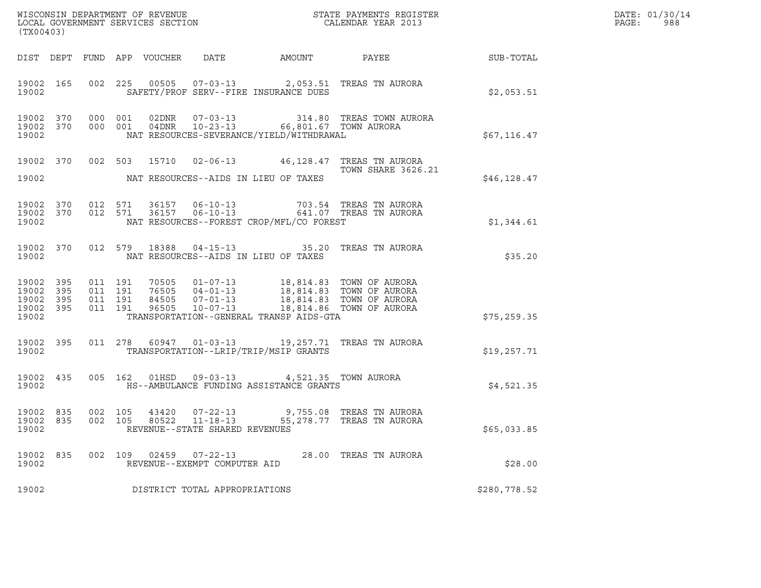WISCONSIN DEPARTMENT OF REVENUE
LOCAL GOVERNMENT SERVICES SECTION
(TX00403)

STATE PAYMENTS REGISTER
CALENDAR YEAR 2013

DATE: 01/30/14
PAGE: 988

| DIST | DEPT | FUND | APP | VOUCHER | DATE | AMOUNT | PAYEE | SUB-TOTAL |
|---|---|---|---|---|---|---|---|---|
| 19002 | 165 | 002 | 225 | 00505 | 07-03-13 | 2,053.51 | TREAS TN AURORA | |
| 19002 | | | | | SAFETY/PROF SERV--FIRE INSURANCE DUES | | | $2,053.51 |
| 19002 | 370 | 000 | 001 | 02DNR | 07-03-13 | 314.80 | TREAS TOWN AURORA | |
| 19002 | 370 | 000 | 001 | 04DNR | 10-23-13 | 66,801.67 | TOWN AURORA | |
| 19002 | | | | | NAT RESOURCES-SEVERANCE/YIELD/WITHDRAWAL | | | $67,116.47 |
| 19002 | 370 | 002 | 503 | 15710 | 02-06-13 | 46,128.47 | TREAS TN AURORA TOWN SHARE 3626.21 | |
| 19002 | | | | | NAT RESOURCES--AIDS IN LIEU OF TAXES | | | $46,128.47 |
| 19002 | 370 | 012 | 571 | 36157 | 06-10-13 | 703.54 | TREAS TN AURORA | |
| 19002 | 370 | 012 | 571 | 36157 | 06-10-13 | 641.07 | TREAS TN AURORA | |
| 19002 | | | | | NAT RESOURCES--FOREST CROP/MFL/CO FOREST | | | $1,344.61 |
| 19002 | 370 | 012 | 579 | 18388 | 04-15-13 | 35.20 | TREAS TN AURORA | |
| 19002 | | | | | NAT RESOURCES--AIDS IN LIEU OF TAXES | | | $35.20 |
| 19002 | 395 | 011 | 191 | 70505 | 01-07-13 | 18,814.83 | TOWN OF AURORA | |
| 19002 | 395 | 011 | 191 | 76505 | 04-01-13 | 18,814.83 | TOWN OF AURORA | |
| 19002 | 395 | 011 | 191 | 84505 | 07-01-13 | 18,814.83 | TOWN OF AURORA | |
| 19002 | 395 | 011 | 191 | 96505 | 10-07-13 | 18,814.86 | TOWN OF AURORA | |
| 19002 | | | | | TRANSPORTATION--GENERAL TRANSP AIDS-GTA | | | $75,259.35 |
| 19002 | 395 | 011 | 278 | 60947 | 01-03-13 | 19,257.71 | TREAS TN AURORA | |
| 19002 | | | | | TRANSPORTATION--LRIP/TRIP/MSIP GRANTS | | | $19,257.71 |
| 19002 | 435 | 005 | 162 | 01HSD | 09-03-13 | 4,521.35 | TOWN AURORA | |
| 19002 | | | | | HS--AMBULANCE FUNDING ASSISTANCE GRANTS | | | $4,521.35 |
| 19002 | 835 | 002 | 105 | 43420 | 07-22-13 | 9,755.08 | TREAS TN AURORA | |
| 19002 | 835 | 002 | 105 | 80522 | 11-18-13 | 55,278.77 | TREAS TN AURORA | |
| 19002 | | | | | REVENUE--STATE SHARED REVENUES | | | $65,033.85 |
| 19002 | 835 | 002 | 109 | 02459 | 07-22-13 | 28.00 | TREAS TN AURORA | |
| 19002 | | | | | REVENUE--EXEMPT COMPUTER AID | | | $28.00 |
| 19002 | | | | | DISTRICT TOTAL APPROPRIATIONS | | | $280,778.52 |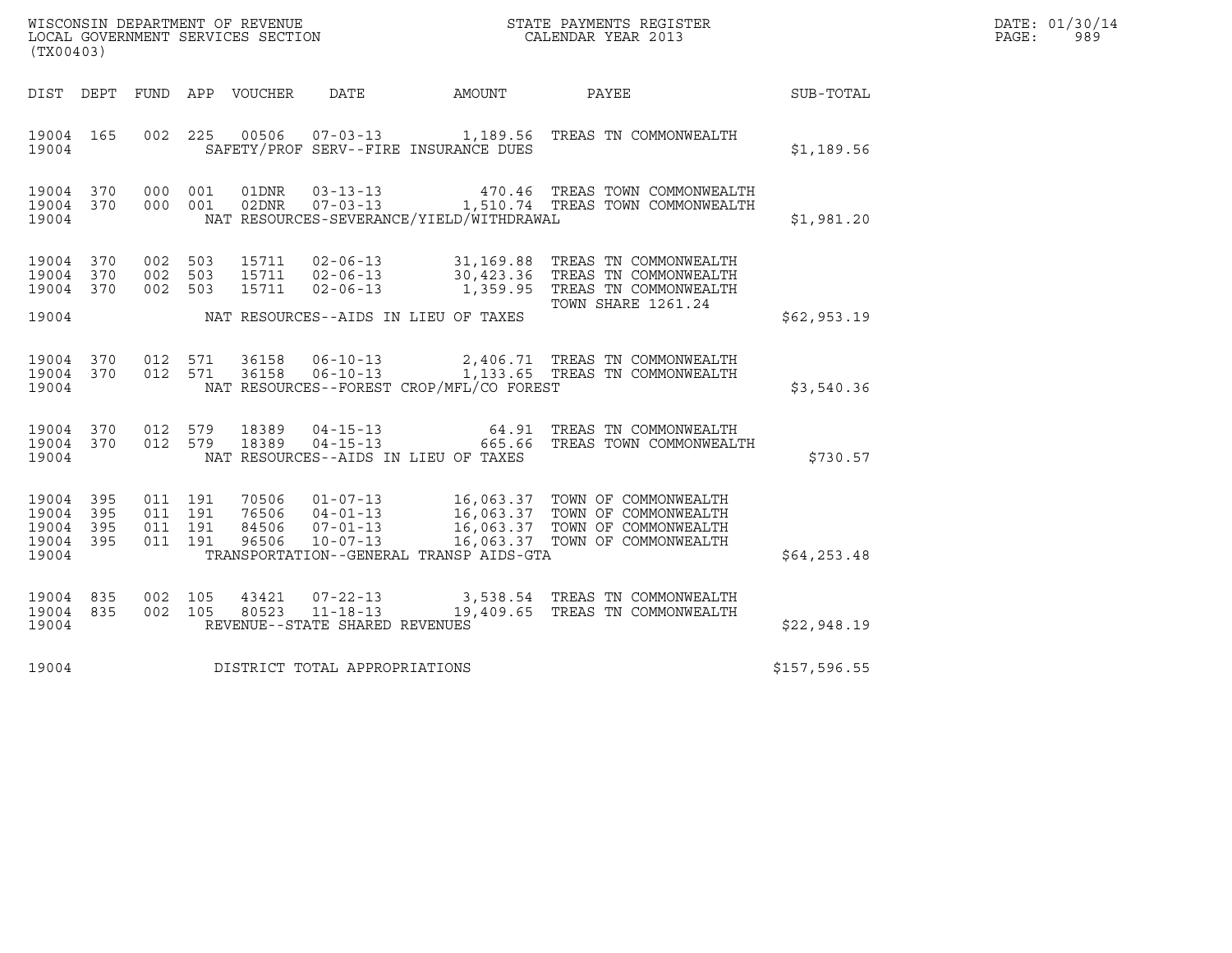WISCONSIN DEPARTMENT OF REVENUE
LOCAL GOVERNMENT SERVICES SECTION
(TX00403)

STATE PAYMENTS REGISTER
CALENDAR YEAR 2013

DATE: 01/30/14
PAGE: 989

| DIST | DEPT | FUND | APP | VOUCHER | DATE | AMOUNT | PAYEE | SUB-TOTAL |
|---|---|---|---|---|---|---|---|---|
| 19004 | 165 | 002 | 225 | 00506 | 07-03-13 | 1,189.56 | TREAS TN COMMONWEALTH | |
| 19004 | | | | SAFETY/PROF SERV--FIRE INSURANCE DUES | | | | $1,189.56 |
| 19004 | 370 | 000 | 001 | 01DNR | 03-13-13 | 470.46 | TREAS TOWN COMMONWEALTH | |
| 19004 | 370 | 000 | 001 | 02DNR | 07-03-13 | 1,510.74 | TREAS TOWN COMMONWEALTH | |
| 19004 | | | | NAT RESOURCES-SEVERANCE/YIELD/WITHDRAWAL | | | | $1,981.20 |
| 19004 | 370 | 002 | 503 | 15711 | 02-06-13 | 31,169.88 | TREAS TN COMMONWEALTH | |
| 19004 | 370 | 002 | 503 | 15711 | 02-06-13 | 30,423.36 | TREAS TN COMMONWEALTH | |
| 19004 | 370 | 002 | 503 | 15711 | 02-06-13 | 1,359.95 | TREAS TN COMMONWEALTH TOWN SHARE 1261.24 | |
| 19004 | | | | NAT RESOURCES--AIDS IN LIEU OF TAXES | | | | $62,953.19 |
| 19004 | 370 | 012 | 571 | 36158 | 06-10-13 | 2,406.71 | TREAS TN COMMONWEALTH | |
| 19004 | 370 | 012 | 571 | 36158 | 06-10-13 | 1,133.65 | TREAS TN COMMONWEALTH | |
| 19004 | | | | NAT RESOURCES--FOREST CROP/MFL/CO FOREST | | | | $3,540.36 |
| 19004 | 370 | 012 | 579 | 18389 | 04-15-13 | 64.91 | TREAS TN COMMONWEALTH | |
| 19004 | 370 | 012 | 579 | 18389 | 04-15-13 | 665.66 | TREAS TOWN COMMONWEALTH | |
| 19004 | | | | NAT RESOURCES--AIDS IN LIEU OF TAXES | | | | $730.57 |
| 19004 | 395 | 011 | 191 | 70506 | 01-07-13 | 16,063.37 | TOWN OF COMMONWEALTH | |
| 19004 | 395 | 011 | 191 | 76506 | 04-01-13 | 16,063.37 | TOWN OF COMMONWEALTH | |
| 19004 | 395 | 011 | 191 | 84506 | 07-01-13 | 16,063.37 | TOWN OF COMMONWEALTH | |
| 19004 | 395 | 011 | 191 | 96506 | 10-07-13 | 16,063.37 | TOWN OF COMMONWEALTH | |
| 19004 | | | | TRANSPORTATION--GENERAL TRANSP AIDS-GTA | | | | $64,253.48 |
| 19004 | 835 | 002 | 105 | 43421 | 07-22-13 | 3,538.54 | TREAS TN COMMONWEALTH | |
| 19004 | 835 | 002 | 105 | 80523 | 11-18-13 | 19,409.65 | TREAS TN COMMONWEALTH | |
| 19004 | | | | REVENUE--STATE SHARED REVENUES | | | | $22,948.19 |
| 19004 | | | | DISTRICT TOTAL APPROPRIATIONS | | | | $157,596.55 |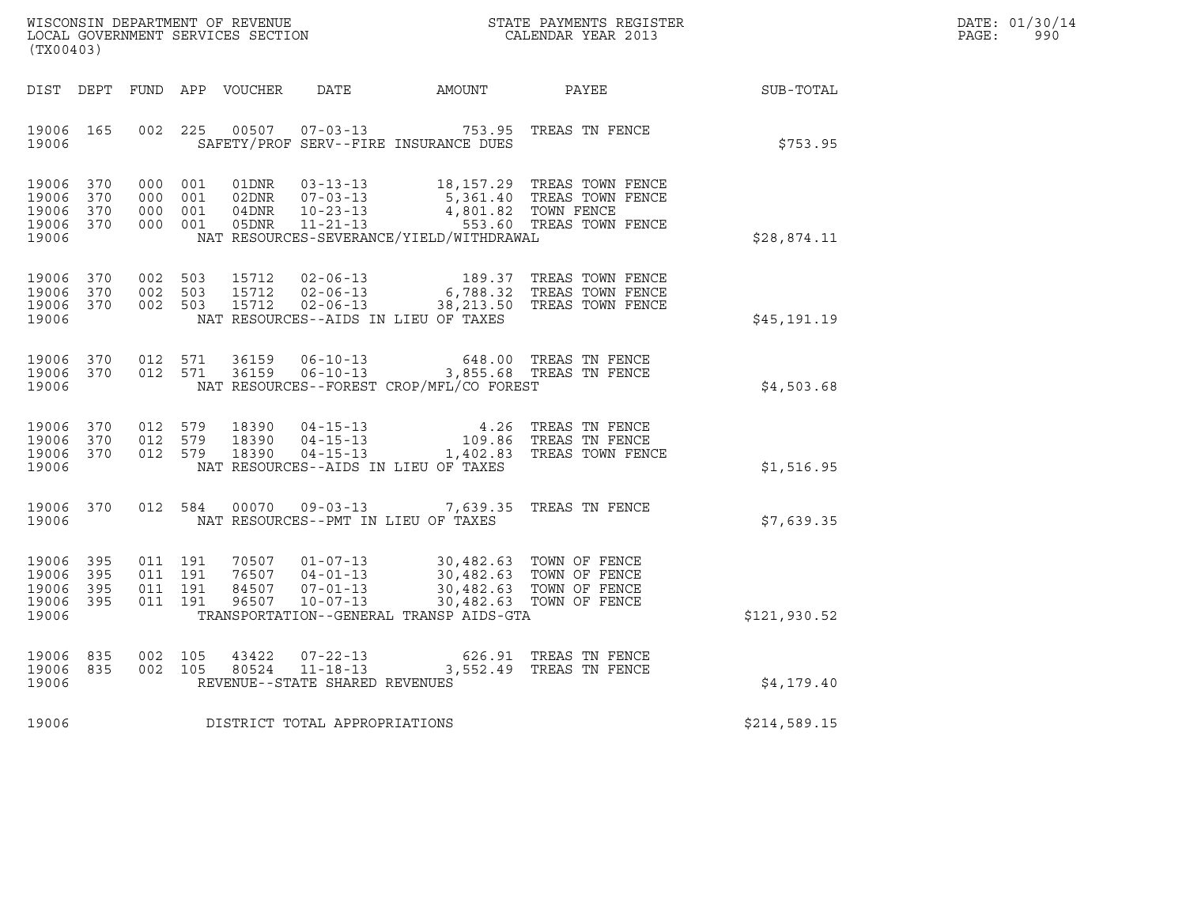WISCONSIN DEPARTMENT OF REVENUE
LOCAL GOVERNMENT SERVICES SECTION
(TX00403)

STATE PAYMENTS REGISTER
CALENDAR YEAR 2013

DATE: 01/30/14
PAGE: 990

| DIST | DEPT | FUND | APP | VOUCHER | DATE | AMOUNT | PAYEE | SUB-TOTAL |
|---|---|---|---|---|---|---|---|---|
| 19006 | 165 | 002 | 225 | 00507 | 07-03-13 | 753.95 | TREAS TN FENCE | |
| 19006 | | | | | SAFETY/PROF SERV--FIRE INSURANCE DUES | | | $753.95 |
| 19006 | 370 | 000 | 001 | 01DNR | 03-13-13 | 18,157.29 | TREAS TOWN FENCE | |
| 19006 | 370 | 000 | 001 | 02DNR | 07-03-13 | 5,361.40 | TREAS TOWN FENCE | |
| 19006 | 370 | 000 | 001 | 04DNR | 10-23-13 | 4,801.82 | TOWN FENCE | |
| 19006 | 370 | 000 | 001 | 05DNR | 11-21-13 | 553.60 | TREAS TOWN FENCE | |
| 19006 | | | | | NAT RESOURCES-SEVERANCE/YIELD/WITHDRAWAL | | | $28,874.11 |
| 19006 | 370 | 002 | 503 | 15712 | 02-06-13 | 189.37 | TREAS TOWN FENCE | |
| 19006 | 370 | 002 | 503 | 15712 | 02-06-13 | 6,788.32 | TREAS TOWN FENCE | |
| 19006 | 370 | 002 | 503 | 15712 | 02-06-13 | 38,213.50 | TREAS TOWN FENCE | |
| 19006 | | | | | NAT RESOURCES--AIDS IN LIEU OF TAXES | | | $45,191.19 |
| 19006 | 370 | 012 | 571 | 36159 | 06-10-13 | 648.00 | TREAS TN FENCE | |
| 19006 | 370 | 012 | 571 | 36159 | 06-10-13 | 3,855.68 | TREAS TN FENCE | |
| 19006 | | | | | NAT RESOURCES--FOREST CROP/MFL/CO FOREST | | | $4,503.68 |
| 19006 | 370 | 012 | 579 | 18390 | 04-15-13 | 4.26 | TREAS TN FENCE | |
| 19006 | 370 | 012 | 579 | 18390 | 04-15-13 | 109.86 | TREAS TN FENCE | |
| 19006 | 370 | 012 | 579 | 18390 | 04-15-13 | 1,402.83 | TREAS TOWN FENCE | |
| 19006 | | | | | NAT RESOURCES--AIDS IN LIEU OF TAXES | | | $1,516.95 |
| 19006 | 370 | 012 | 584 | 00070 | 09-03-13 | 7,639.35 | TREAS TN FENCE | |
| 19006 | | | | | NAT RESOURCES--PMT IN LIEU OF TAXES | | | $7,639.35 |
| 19006 | 395 | 011 | 191 | 70507 | 01-07-13 | 30,482.63 | TOWN OF FENCE | |
| 19006 | 395 | 011 | 191 | 76507 | 04-01-13 | 30,482.63 | TOWN OF FENCE | |
| 19006 | 395 | 011 | 191 | 84507 | 07-01-13 | 30,482.63 | TOWN OF FENCE | |
| 19006 | 395 | 011 | 191 | 96507 | 10-07-13 | 30,482.63 | TOWN OF FENCE | |
| 19006 | | | | | TRANSPORTATION--GENERAL TRANSP AIDS-GTA | | | $121,930.52 |
| 19006 | 835 | 002 | 105 | 43422 | 07-22-13 | 626.91 | TREAS TN FENCE | |
| 19006 | 835 | 002 | 105 | 80524 | 11-18-13 | 3,552.49 | TREAS TN FENCE | |
| 19006 | | | | | REVENUE--STATE SHARED REVENUES | | | $4,179.40 |
| 19006 | | | | | DISTRICT TOTAL APPROPRIATIONS | | | $214,589.15 |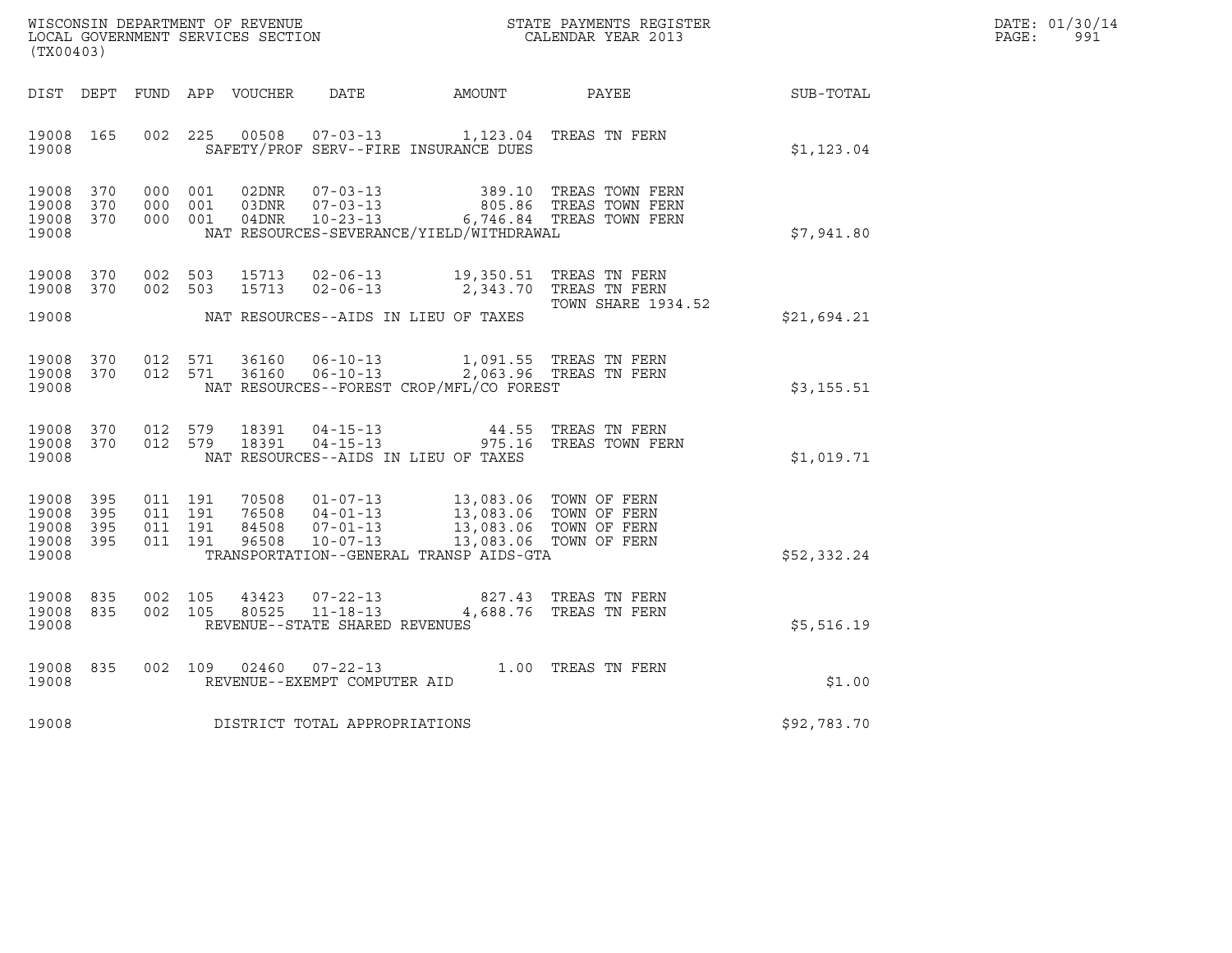WISCONSIN DEPARTMENT OF REVENUE
LOCAL GOVERNMENT SERVICES SECTION
(TX00403)

STATE PAYMENTS REGISTER
CALENDAR YEAR 2013

DATE: 01/30/14
PAGE: 991

| DIST | DEPT | FUND | APP | VOUCHER | DATE | AMOUNT | PAYEE | SUB-TOTAL |
|---|---|---|---|---|---|---|---|---|
| 19008 | 165 | 002 | 225 | 00508 | 07-03-13 | 1,123.04 | TREAS TN FERN | |
| 19008 | | | | | SAFETY/PROF SERV--FIRE INSURANCE DUES | | | $1,123.04 |
| 19008 | 370 | 000 | 001 | 02DNR | 07-03-13 | 389.10 | TREAS TOWN FERN | |
| 19008 | 370 | 000 | 001 | 03DNR | 07-03-13 | 805.86 | TREAS TOWN FERN | |
| 19008 | 370 | 000 | 001 | 04DNR | 10-23-13 | 6,746.84 | TREAS TOWN FERN | |
| 19008 | | | | | NAT RESOURCES-SEVERANCE/YIELD/WITHDRAWAL | | | $7,941.80 |
| 19008 | 370 | 002 | 503 | 15713 | 02-06-13 | 19,350.51 | TREAS TN FERN | |
| 19008 | 370 | 002 | 503 | 15713 | 02-06-13 | 2,343.70 | TREAS TN FERN TOWN SHARE 1934.52 | |
| 19008 | | | | | NAT RESOURCES--AIDS IN LIEU OF TAXES | | | $21,694.21 |
| 19008 | 370 | 012 | 571 | 36160 | 06-10-13 | 1,091.55 | TREAS TN FERN | |
| 19008 | 370 | 012 | 571 | 36160 | 06-10-13 | 2,063.96 | TREAS TN FERN | |
| 19008 | | | | | NAT RESOURCES--FOREST CROP/MFL/CO FOREST | | | $3,155.51 |
| 19008 | 370 | 012 | 579 | 18391 | 04-15-13 | 44.55 | TREAS TN FERN | |
| 19008 | 370 | 012 | 579 | 18391 | 04-15-13 | 975.16 | TREAS TOWN FERN | |
| 19008 | | | | | NAT RESOURCES--AIDS IN LIEU OF TAXES | | | $1,019.71 |
| 19008 | 395 | 011 | 191 | 70508 | 01-07-13 | 13,083.06 | TOWN OF FERN | |
| 19008 | 395 | 011 | 191 | 76508 | 04-01-13 | 13,083.06 | TOWN OF FERN | |
| 19008 | 395 | 011 | 191 | 84508 | 07-01-13 | 13,083.06 | TOWN OF FERN | |
| 19008 | 395 | 011 | 191 | 96508 | 10-07-13 | 13,083.06 | TOWN OF FERN | |
| 19008 | | | | | TRANSPORTATION--GENERAL TRANSP AIDS-GTA | | | $52,332.24 |
| 19008 | 835 | 002 | 105 | 43423 | 07-22-13 | 827.43 | TREAS TN FERN | |
| 19008 | 835 | 002 | 105 | 80525 | 11-18-13 | 4,688.76 | TREAS TN FERN | |
| 19008 | | | | | REVENUE--STATE SHARED REVENUES | | | $5,516.19 |
| 19008 | 835 | 002 | 109 | 02460 | 07-22-13 | 1.00 | TREAS TN FERN | |
| 19008 | | | | | REVENUE--EXEMPT COMPUTER AID | | | $1.00 |
| 19008 | | | | | DISTRICT TOTAL APPROPRIATIONS | | | $92,783.70 |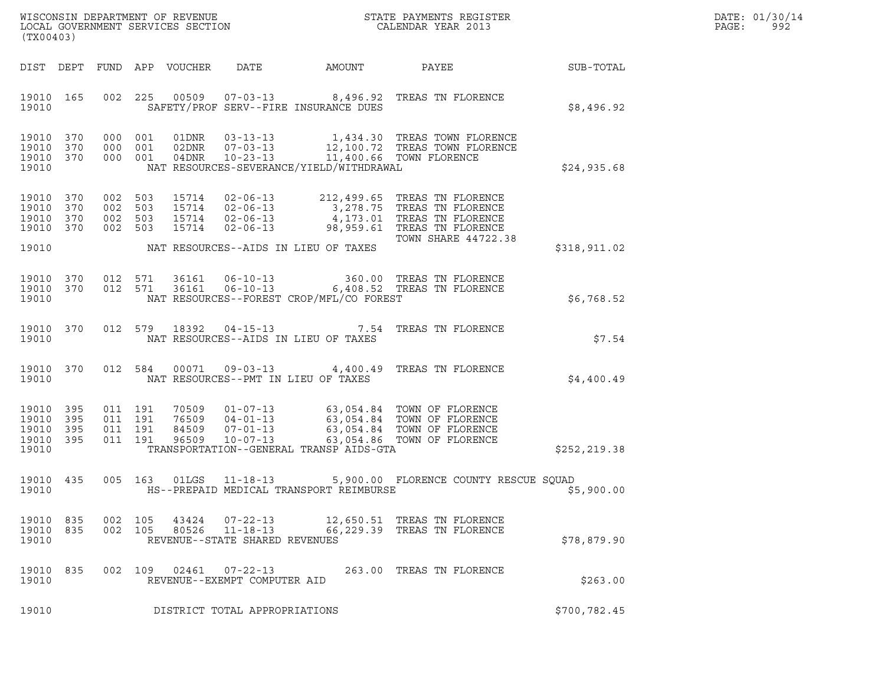WISCONSIN DEPARTMENT OF REVENUE
LOCAL GOVERNMENT SERVICES SECTION
(TX00403)

STATE PAYMENTS REGISTER
CALENDAR YEAR 2013

DATE: 01/30/14

| DIST | DEPT | FUND | APP | VOUCHER | DATE | AMOUNT | PAYEE | SUB-TOTAL |
|---|---|---|---|---|---|---|---|---|
| 19010 | 165 | 002 | 225 | 00509 | 07-03-13 | 8,496.92 | TREAS TN FLORENCE | |
| 19010 | | | | | SAFETY/PROF SERV--FIRE INSURANCE DUES | | | $8,496.92 |
| 19010 | 370 | 000 | 001 | 01DNR | 03-13-13 | 1,434.30 | TREAS TOWN FLORENCE | |
| 19010 | 370 | 000 | 001 | 02DNR | 07-03-13 | 12,100.72 | TREAS TOWN FLORENCE | |
| 19010 | 370 | 000 | 001 | 04DNR | 10-23-13 | 11,400.66 | TOWN FLORENCE | |
| 19010 | | | | | NAT RESOURCES-SEVERANCE/YIELD/WITHDRAWAL | | | $24,935.68 |
| 19010 | 370 | 002 | 503 | 15714 | 02-06-13 | 212,499.65 | TREAS TN FLORENCE | |
| 19010 | 370 | 002 | 503 | 15714 | 02-06-13 | 3,278.75 | TREAS TN FLORENCE | |
| 19010 | 370 | 002 | 503 | 15714 | 02-06-13 | 4,173.01 | TREAS TN FLORENCE | |
| 19010 | 370 | 002 | 503 | 15714 | 02-06-13 | 98,959.61 | TREAS TN FLORENCE TOWN SHARE 44722.38 | |
| 19010 | | | | | NAT RESOURCES--AIDS IN LIEU OF TAXES | | | $318,911.02 |
| 19010 | 370 | 012 | 571 | 36161 | 06-10-13 | 360.00 | TREAS TN FLORENCE | |
| 19010 | 370 | 012 | 571 | 36161 | 06-10-13 | 6,408.52 | TREAS TN FLORENCE | |
| 19010 | | | | | NAT RESOURCES--FOREST CROP/MFL/CO FOREST | | | $6,768.52 |
| 19010 | 370 | 012 | 579 | 18392 | 04-15-13 | 7.54 | TREAS TN FLORENCE | |
| 19010 | | | | | NAT RESOURCES--AIDS IN LIEU OF TAXES | | | $7.54 |
| 19010 | 370 | 012 | 584 | 00071 | 09-03-13 | 4,400.49 | TREAS TN FLORENCE | |
| 19010 | | | | | NAT RESOURCES--PMT IN LIEU OF TAXES | | | $4,400.49 |
| 19010 | 395 | 011 | 191 | 70509 | 01-07-13 | 63,054.84 | TOWN OF FLORENCE | |
| 19010 | 395 | 011 | 191 | 76509 | 04-01-13 | 63,054.84 | TOWN OF FLORENCE | |
| 19010 | 395 | 011 | 191 | 84509 | 07-01-13 | 63,054.84 | TOWN OF FLORENCE | |
| 19010 | 395 | 011 | 191 | 96509 | 10-07-13 | 63,054.86 | TOWN OF FLORENCE | |
| 19010 | | | | | TRANSPORTATION--GENERAL TRANSP AIDS-GTA | | | $252,219.38 |
| 19010 | 435 | 005 | 163 | 01LGS | 11-18-13 | 5,900.00 | FLORENCE COUNTY RESCUE SQUAD | |
| 19010 | | | | | HS--PREPAID MEDICAL TRANSPORT REIMBURSE | | | $5,900.00 |
| 19010 | 835 | 002 | 105 | 43424 | 07-22-13 | 12,650.51 | TREAS TN FLORENCE | |
| 19010 | 835 | 002 | 105 | 80526 | 11-18-13 | 66,229.39 | TREAS TN FLORENCE | |
| 19010 | | | | | REVENUE--STATE SHARED REVENUES | | | $78,879.90 |
| 19010 | 835 | 002 | 109 | 02461 | 07-22-13 | 263.00 | TREAS TN FLORENCE | |
| 19010 | | | | | REVENUE--EXEMPT COMPUTER AID | | | $263.00 |
| 19010 | | | | | DISTRICT TOTAL APPROPRIATIONS | | | $700,782.45 |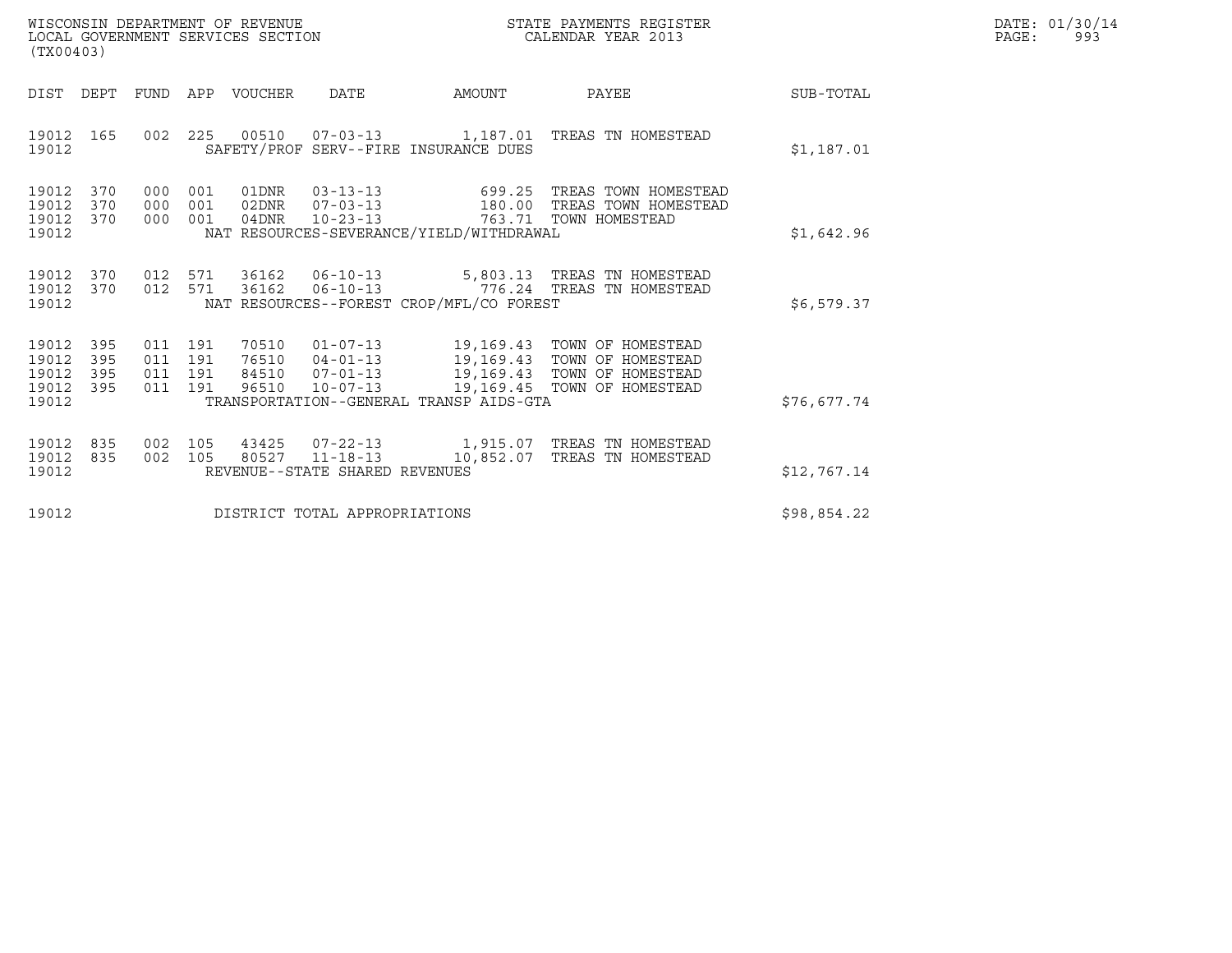WISCONSIN DEPARTMENT OF REVENUE
LOCAL GOVERNMENT SERVICES SECTION
(TX00403)

STATE PAYMENTS REGISTER
CALENDAR YEAR 2013

DATE: 01/30/14
PAGE: 993

| DIST | DEPT | FUND | APP | VOUCHER | DATE | AMOUNT | PAYEE | SUB-TOTAL |
|---|---|---|---|---|---|---|---|---|
| 19012 | 165 | 002 | 225 | 00510 | 07-03-13 | 1,187.01 | TREAS TN HOMESTEAD | |
| 19012 | | | | SAFETY/PROF SERV--FIRE INSURANCE DUES | | | | $1,187.01 |
| 19012 | 370 | 000 | 001 | 01DNR | 03-13-13 | 699.25 | TREAS TOWN HOMESTEAD | |
| 19012 | 370 | 000 | 001 | 02DNR | 07-03-13 | 180.00 | TREAS TOWN HOMESTEAD | |
| 19012 | 370 | 000 | 001 | 04DNR | 10-23-13 | 763.71 | TOWN HOMESTEAD | |
| 19012 | | | | NAT RESOURCES-SEVERANCE/YIELD/WITHDRAWAL | | | | $1,642.96 |
| 19012 | 370 | 012 | 571 | 36162 | 06-10-13 | 5,803.13 | TREAS TN HOMESTEAD | |
| 19012 | 370 | 012 | 571 | 36162 | 06-10-13 | 776.24 | TREAS TN HOMESTEAD | |
| 19012 | | | | NAT RESOURCES--FOREST CROP/MFL/CO FOREST | | | | $6,579.37 |
| 19012 | 395 | 011 | 191 | 70510 | 01-07-13 | 19,169.43 | TOWN OF HOMESTEAD | |
| 19012 | 395 | 011 | 191 | 76510 | 04-01-13 | 19,169.43 | TOWN OF HOMESTEAD | |
| 19012 | 395 | 011 | 191 | 84510 | 07-01-13 | 19,169.43 | TOWN OF HOMESTEAD | |
| 19012 | 395 | 011 | 191 | 96510 | 10-07-13 | 19,169.45 | TOWN OF HOMESTEAD | |
| 19012 | | | | TRANSPORTATION--GENERAL TRANSP AIDS-GTA | | | | $76,677.74 |
| 19012 | 835 | 002 | 105 | 43425 | 07-22-13 | 1,915.07 | TREAS TN HOMESTEAD | |
| 19012 | 835 | 002 | 105 | 80527 | 11-18-13 | 10,852.07 | TREAS TN HOMESTEAD | |
| 19012 | | | | REVENUE--STATE SHARED REVENUES | | | | $12,767.14 |
| 19012 | | | | DISTRICT TOTAL APPROPRIATIONS | | | | $98,854.22 |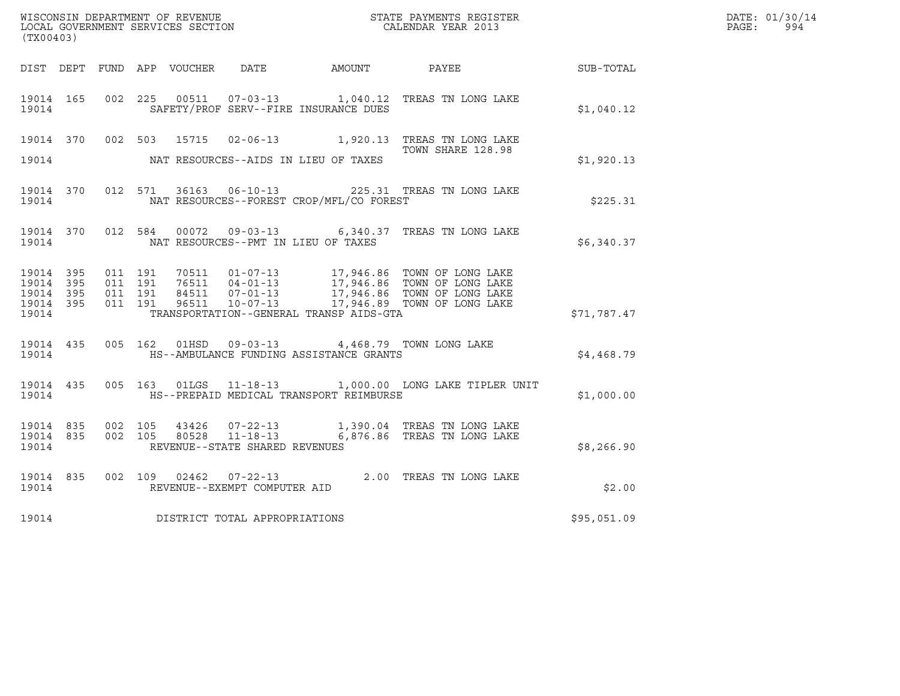WISCONSIN DEPARTMENT OF REVENUE
LOCAL GOVERNMENT SERVICES SECTION
(TX00403)

STATE PAYMENTS REGISTER
CALENDAR YEAR 2013

DATE: 01/30/14

| DIST | DEPT | FUND | APP | VOUCHER | DATE | AMOUNT | PAYEE | SUB-TOTAL |
|---|---|---|---|---|---|---|---|---|
| 19014 | 165 | 002 | 225 | 00511 | 07-03-13 | 1,040.12 | TREAS TN LONG LAKE | |
| 19014 | | | | SAFETY/PROF SERV--FIRE INSURANCE DUES | | | | $1,040.12 |
| 19014 | 370 | 002 | 503 | 15715 | 02-06-13 | 1,920.13 | TREAS TN LONG LAKE TOWN SHARE 128.98 | |
| 19014 | | | | NAT RESOURCES--AIDS IN LIEU OF TAXES | | | | $1,920.13 |
| 19014 | 370 | 012 | 571 | 36163 | 06-10-13 | 225.31 | TREAS TN LONG LAKE | |
| 19014 | | | | NAT RESOURCES--FOREST CROP/MFL/CO FOREST | | | | $225.31 |
| 19014 | 370 | 012 | 584 | 00072 | 09-03-13 | 6,340.37 | TREAS TN LONG LAKE | |
| 19014 | | | | NAT RESOURCES--PMT IN LIEU OF TAXES | | | | $6,340.37 |
| 19014 | 395 | 011 | 191 | 70511 | 01-07-13 | 17,946.86 | TOWN OF LONG LAKE | |
| 19014 | 395 | 011 | 191 | 76511 | 04-01-13 | 17,946.86 | TOWN OF LONG LAKE | |
| 19014 | 395 | 011 | 191 | 84511 | 07-01-13 | 17,946.86 | TOWN OF LONG LAKE | |
| 19014 | 395 | 011 | 191 | 96511 | 10-07-13 | 17,946.89 | TOWN OF LONG LAKE | |
| 19014 | | | | TRANSPORTATION--GENERAL TRANSP AIDS-GTA | | | | $71,787.47 |
| 19014 | 435 | 005 | 162 | 01HSD | 09-03-13 | 4,468.79 | TOWN LONG LAKE | |
| 19014 | | | | HS--AMBULANCE FUNDING ASSISTANCE GRANTS | | | | $4,468.79 |
| 19014 | 435 | 005 | 163 | 01LGS | 11-18-13 | 1,000.00 | LONG LAKE TIPLER UNIT | |
| 19014 | | | | HS--PREPAID MEDICAL TRANSPORT REIMBURSE | | | | $1,000.00 |
| 19014 | 835 | 002 | 105 | 43426 | 07-22-13 | 1,390.04 | TREAS TN LONG LAKE | |
| 19014 | 835 | 002 | 105 | 80528 | 11-18-13 | 6,876.86 | TREAS TN LONG LAKE | |
| 19014 | | | | REVENUE--STATE SHARED REVENUES | | | | $8,266.90 |
| 19014 | 835 | 002 | 109 | 02462 | 07-22-13 | 2.00 | TREAS TN LONG LAKE | |
| 19014 | | | | REVENUE--EXEMPT COMPUTER AID | | | | $2.00 |
| 19014 | | | | DISTRICT TOTAL APPROPRIATIONS | | | | $95,051.09 |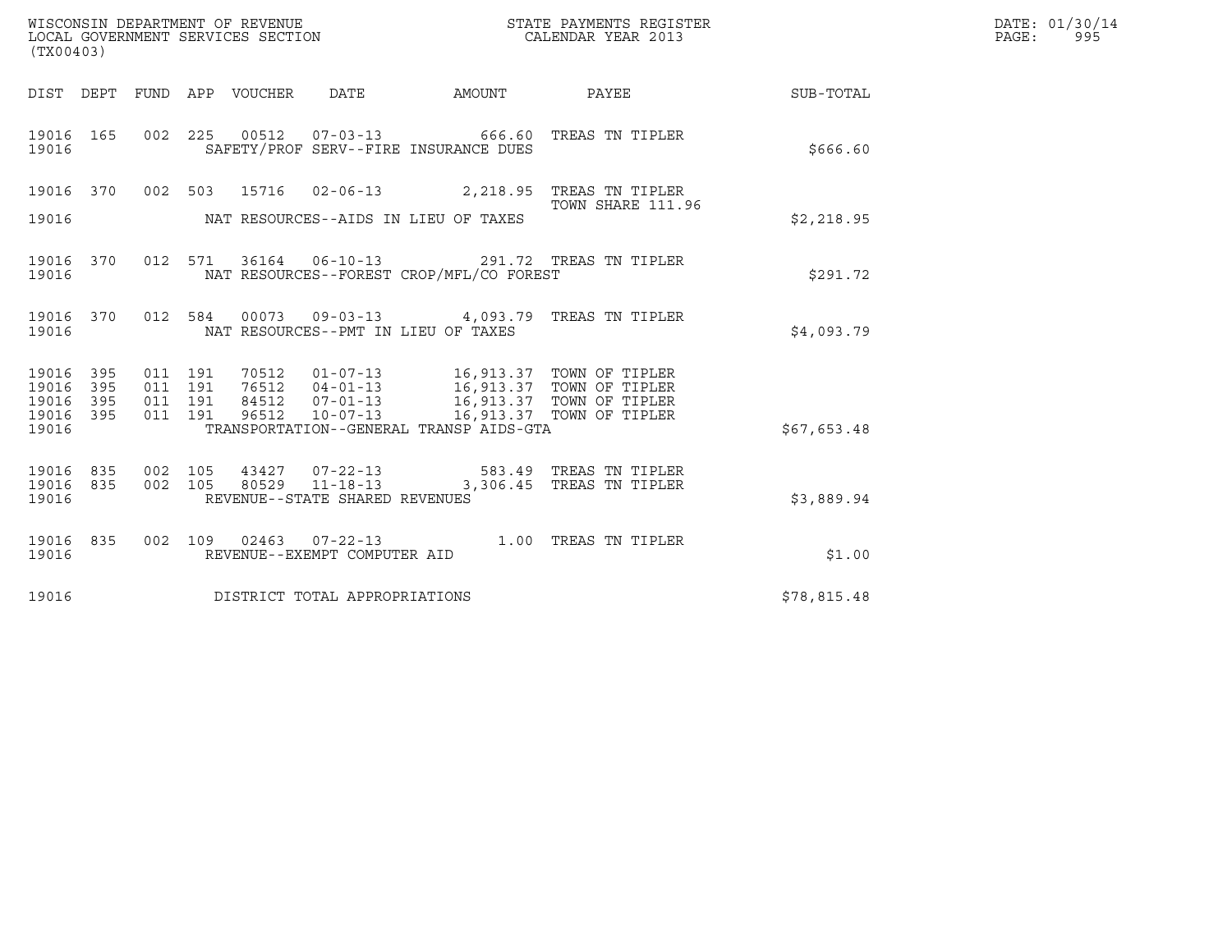WISCONSIN DEPARTMENT OF REVENUE
LOCAL GOVERNMENT SERVICES SECTION
(TX00403)

STATE PAYMENTS REGISTER
CALENDAR YEAR 2013

DATE: 01/30/14
PAGE: 995

| DIST | DEPT | FUND | APP | VOUCHER | DATE | AMOUNT | PAYEE | SUB-TOTAL |
|---|---|---|---|---|---|---|---|---|
| 19016 | 165 | 002 | 225 | 00512 | 07-03-13 | 666.60 | TREAS TN TIPLER | |
| 19016 | | | | | SAFETY/PROF SERV--FIRE INSURANCE DUES | | | $666.60 |
| 19016 | 370 | 002 | 503 | 15716 | 02-06-13 | 2,218.95 | TREAS TN TIPLER TOWN SHARE 111.96 | |
| 19016 | | | | | NAT RESOURCES--AIDS IN LIEU OF TAXES | | | $2,218.95 |
| 19016 | 370 | 012 | 571 | 36164 | 06-10-13 | 291.72 | TREAS TN TIPLER | |
| 19016 | | | | | NAT RESOURCES--FOREST CROP/MFL/CO FOREST | | | $291.72 |
| 19016 | 370 | 012 | 584 | 00073 | 09-03-13 | 4,093.79 | TREAS TN TIPLER | |
| 19016 | | | | | NAT RESOURCES--PMT IN LIEU OF TAXES | | | $4,093.79 |
| 19016 | 395 | 011 | 191 | 70512 | 01-07-13 | 16,913.37 | TOWN OF TIPLER | |
| 19016 | 395 | 011 | 191 | 76512 | 04-01-13 | 16,913.37 | TOWN OF TIPLER | |
| 19016 | 395 | 011 | 191 | 84512 | 07-01-13 | 16,913.37 | TOWN OF TIPLER | |
| 19016 | 395 | 011 | 191 | 96512 | 10-07-13 | 16,913.37 | TOWN OF TIPLER | |
| 19016 | | | | | TRANSPORTATION--GENERAL TRANSP AIDS-GTA | | | $67,653.48 |
| 19016 | 835 | 002 | 105 | 43427 | 07-22-13 | 583.49 | TREAS TN TIPLER | |
| 19016 | 835 | 002 | 105 | 80529 | 11-18-13 | 3,306.45 | TREAS TN TIPLER | |
| 19016 | | | | | REVENUE--STATE SHARED REVENUES | | | $3,889.94 |
| 19016 | 835 | 002 | 109 | 02463 | 07-22-13 | 1.00 | TREAS TN TIPLER | |
| 19016 | | | | | REVENUE--EXEMPT COMPUTER AID | | | $1.00 |
| 19016 | | | | | DISTRICT TOTAL APPROPRIATIONS | | | $78,815.48 |